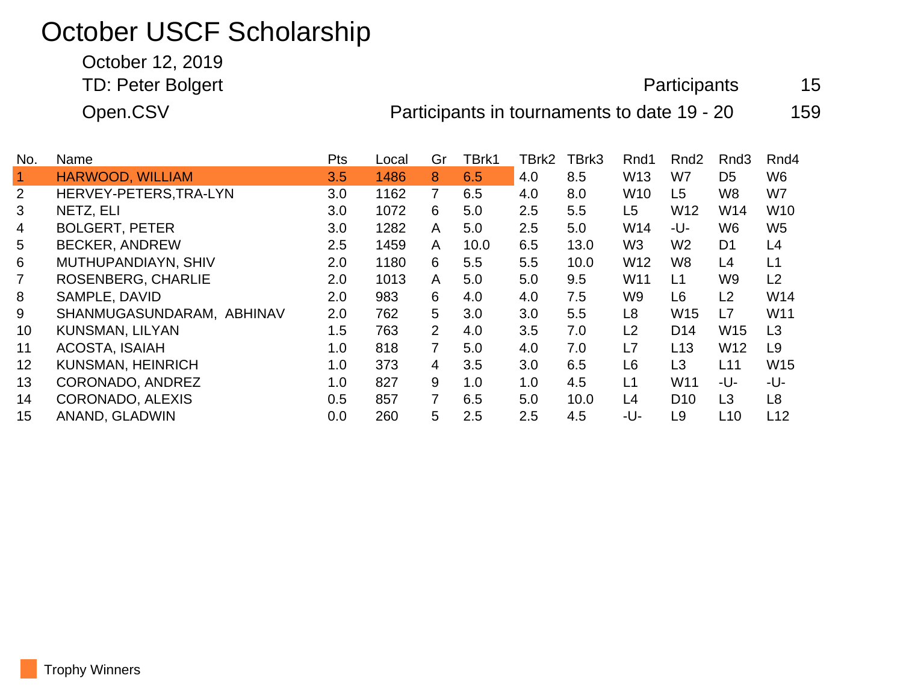# October USCF Scholarship

October 12, 2019

TD: Peter Bolgert — Participants 15

Open.CSV — Participants in tournaments to date 19 - 20 — 159

| No. | Name | Pts | Local | Gr | TBrk1 | TBrk2 | TBrk3 | Rnd1 | Rnd2 | Rnd3 | Rnd4 |
|---|---|---|---|---|---|---|---|---|---|---|---|
| 1 | HARWOOD, WILLIAM | 3.5 | 1486 | 8 | 6.5 | 4.0 | 8.5 | W13 | W7 | D5 | W6 |
| 2 | HERVEY-PETERS,TRA-LYN | 3.0 | 1162 | 7 | 6.5 | 4.0 | 8.0 | W10 | L5 | W8 | W7 |
| 3 | NETZ, ELI | 3.0 | 1072 | 6 | 5.0 | 2.5 | 5.5 | L5 | W12 | W14 | W10 |
| 4 | BOLGERT, PETER | 3.0 | 1282 | A | 5.0 | 2.5 | 5.0 | W14 | -U- | W6 | W5 |
| 5 | BECKER, ANDREW | 2.5 | 1459 | A | 10.0 | 6.5 | 13.0 | W3 | W2 | D1 | L4 |
| 6 | MUTHUPANDIAYN, SHIV | 2.0 | 1180 | 6 | 5.5 | 5.5 | 10.0 | W12 | W8 | L4 | L1 |
| 7 | ROSENBERG, CHARLIE | 2.0 | 1013 | A | 5.0 | 5.0 | 9.5 | W11 | L1 | W9 | L2 |
| 8 | SAMPLE, DAVID | 2.0 | 983 | 6 | 4.0 | 4.0 | 7.5 | W9 | L6 | L2 | W14 |
| 9 | SHANMUGASUNDARAM, ABHINAV | 2.0 | 762 | 5 | 3.0 | 3.0 | 5.5 | L8 | W15 | L7 | W11 |
| 10 | KUNSMAN, LILYAN | 1.5 | 763 | 2 | 4.0 | 3.5 | 7.0 | L2 | D14 | W15 | L3 |
| 11 | ACOSTA, ISAIAH | 1.0 | 818 | 7 | 5.0 | 4.0 | 7.0 | L7 | L13 | W12 | L9 |
| 12 | KUNSMAN, HEINRICH | 1.0 | 373 | 4 | 3.5 | 3.0 | 6.5 | L6 | L3 | L11 | W15 |
| 13 | CORONADO, ANDREZ | 1.0 | 827 | 9 | 1.0 | 1.0 | 4.5 | L1 | W11 | -U- | -U- |
| 14 | CORONADO, ALEXIS | 0.5 | 857 | 7 | 6.5 | 5.0 | 10.0 | L4 | D10 | L3 | L8 |
| 15 | ANAND, GLADWIN | 0.0 | 260 | 5 | 2.5 | 2.5 | 4.5 | -U- | L9 | L10 | L12 |

Trophy Winners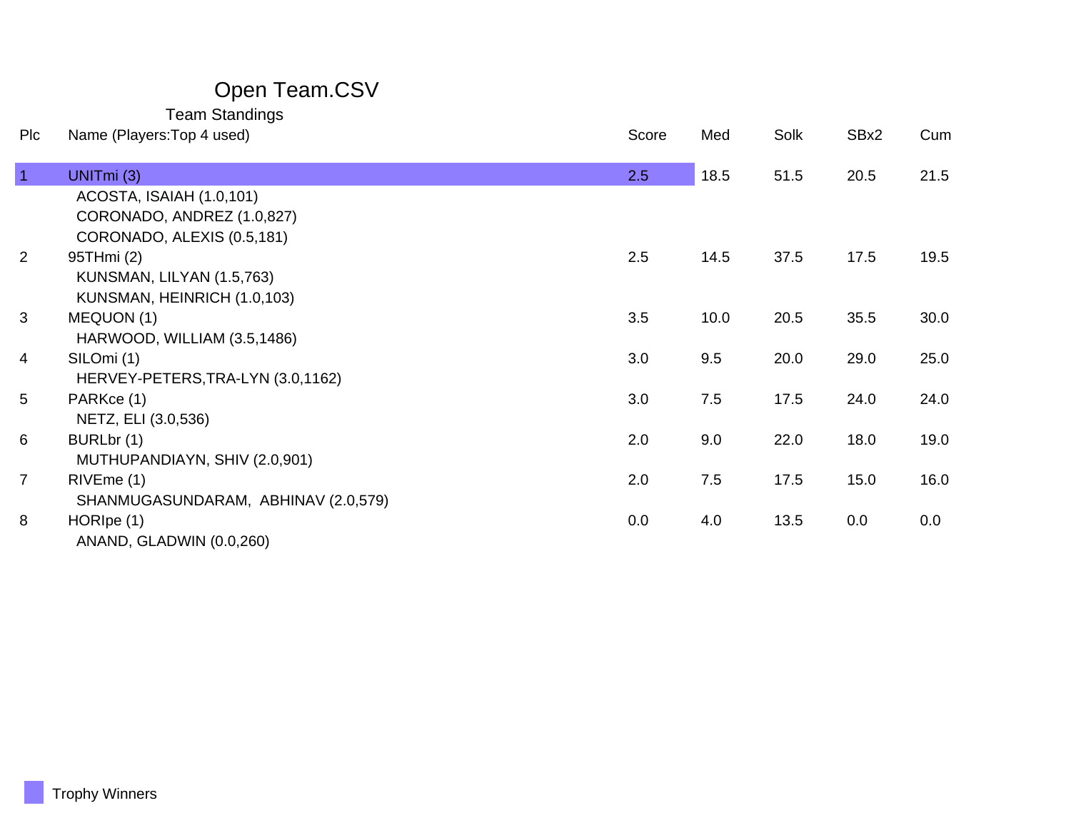# Open Team.CSV

## Team Standings

| Plc | Name (Players:Top 4 used) | Score | Med | Solk | SBx2 | Cum |
|---|---|---|---|---|---|---|
| 1 | UNITmi (3) | 2.5 | 18.5 | 51.5 | 20.5 | 21.5 |
| | ACOSTA, ISAIAH (1.0,101) | | | | | |
| | CORONADO, ANDREZ (1.0,827) | | | | | |
| | CORONADO, ALEXIS (0.5,181) | | | | | |
| 2 | 95THmi (2) | 2.5 | 14.5 | 37.5 | 17.5 | 19.5 |
| | KUNSMAN, LILYAN (1.5,763) | | | | | |
| | KUNSMAN, HEINRICH (1.0,103) | | | | | |
| 3 | MEQUON (1) | 3.5 | 10.0 | 20.5 | 35.5 | 30.0 |
| | HARWOOD, WILLIAM (3.5,1486) | | | | | |
| 4 | SILOmi (1) | 3.0 | 9.5 | 20.0 | 29.0 | 25.0 |
| | HERVEY-PETERS,TRA-LYN (3.0,1162) | | | | | |
| 5 | PARKce (1) | 3.0 | 7.5 | 17.5 | 24.0 | 24.0 |
| | NETZ, ELI (3.0,536) | | | | | |
| 6 | BURLbr (1) | 2.0 | 9.0 | 22.0 | 18.0 | 19.0 |
| | MUTHUPANDIAYN, SHIV (2.0,901) | | | | | |
| 7 | RIVEme (1) | 2.0 | 7.5 | 17.5 | 15.0 | 16.0 |
| | SHANMUGASUNDARAM, ABHINAV (2.0,579) | | | | | |
| 8 | HORIpe (1) | 0.0 | 4.0 | 13.5 | 0.0 | 0.0 |
| | ANAND, GLADWIN (0.0,260) | | | | | |

Trophy Winners